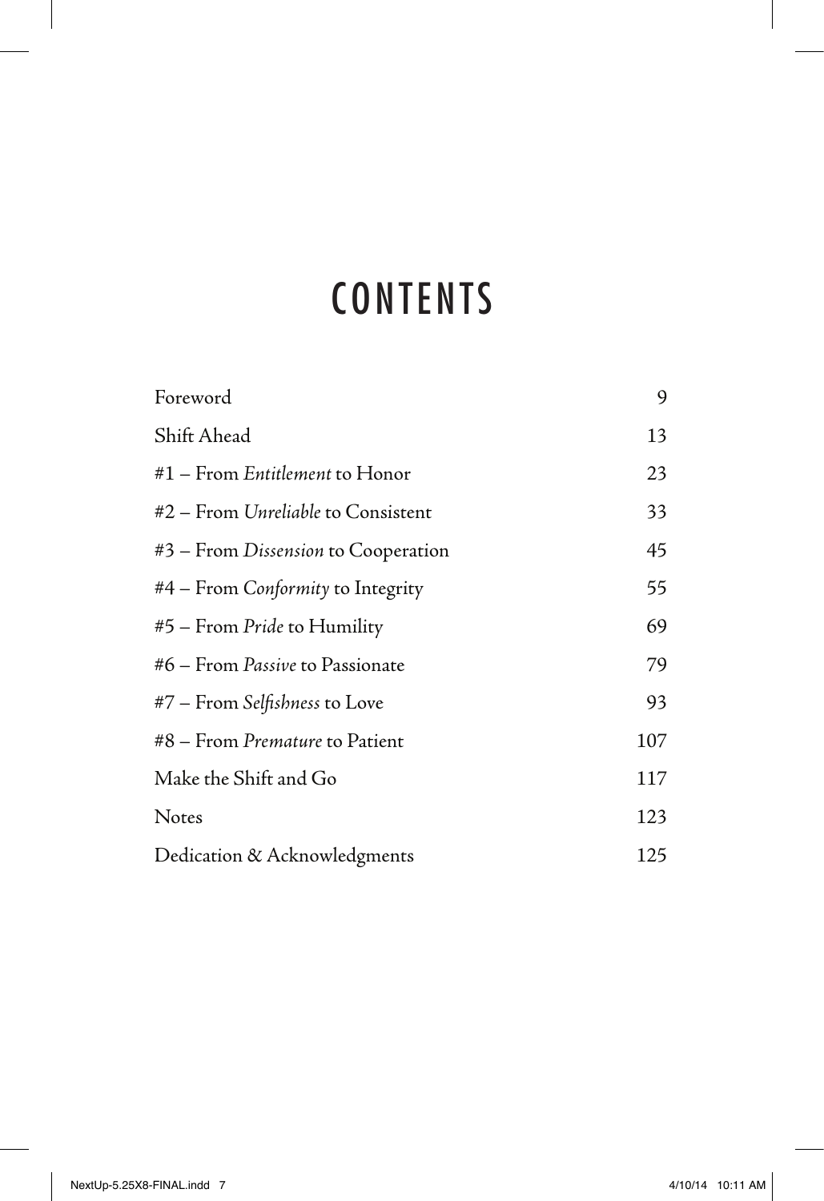# CONTENTS

| | |
|---|---|
| Foreword | 9 |
| Shift Ahead | 13 |
| #1 – From *Entitlement* to Honor | 23 |
| #2 – From *Unreliable* to Consistent | 33 |
| #3 – From *Dissension* to Cooperation | 45 |
| #4 – From *Conformity* to Integrity | 55 |
| #5 – From *Pride* to Humility | 69 |
| #6 – From *Passive* to Passionate | 79 |
| #7 – From *Selfishness* to Love | 93 |
| #8 – From *Premature* to Patient | 107 |
| Make the Shift and Go | 117 |
| Notes | 123 |
| Dedication & Acknowledgments | 125 |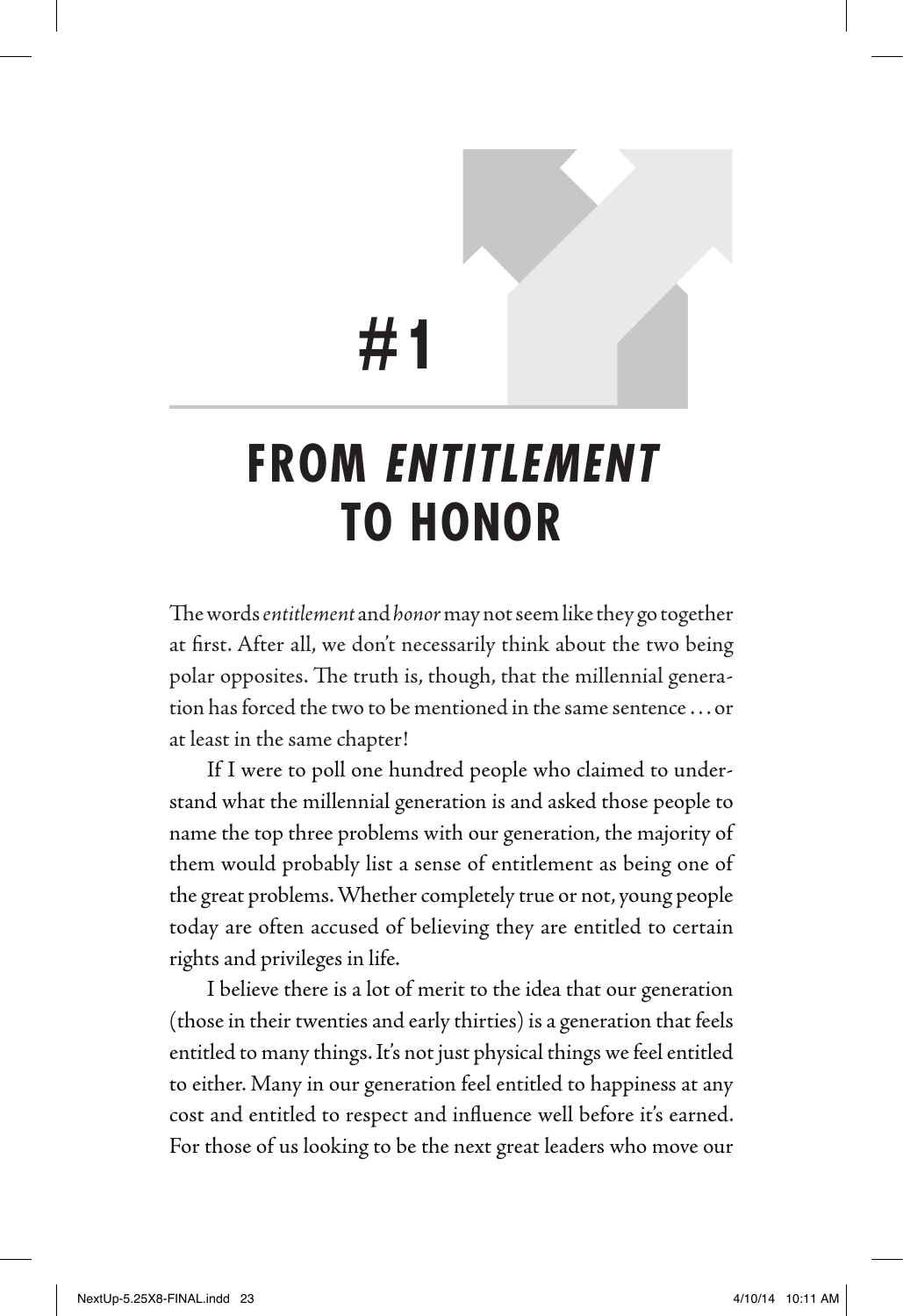# #1

# FROM *ENTITLEMENT* TO HONOR

The words *entitlement* and *honor* may not seem like they go together at first. After all, we don't necessarily think about the two being polar opposites. The truth is, though, that the millennial generation has forced the two to be mentioned in the same sentence . . . or at least in the same chapter!

If I were to poll one hundred people who claimed to understand what the millennial generation is and asked those people to name the top three problems with our generation, the majority of them would probably list a sense of entitlement as being one of the great problems. Whether completely true or not, young people today are often accused of believing they are entitled to certain rights and privileges in life.

I believe there is a lot of merit to the idea that our generation (those in their twenties and early thirties) is a generation that feels entitled to many things. It's not just physical things we feel entitled to either. Many in our generation feel entitled to happiness at any cost and entitled to respect and influence well before it's earned. For those of us looking to be the next great leaders who move our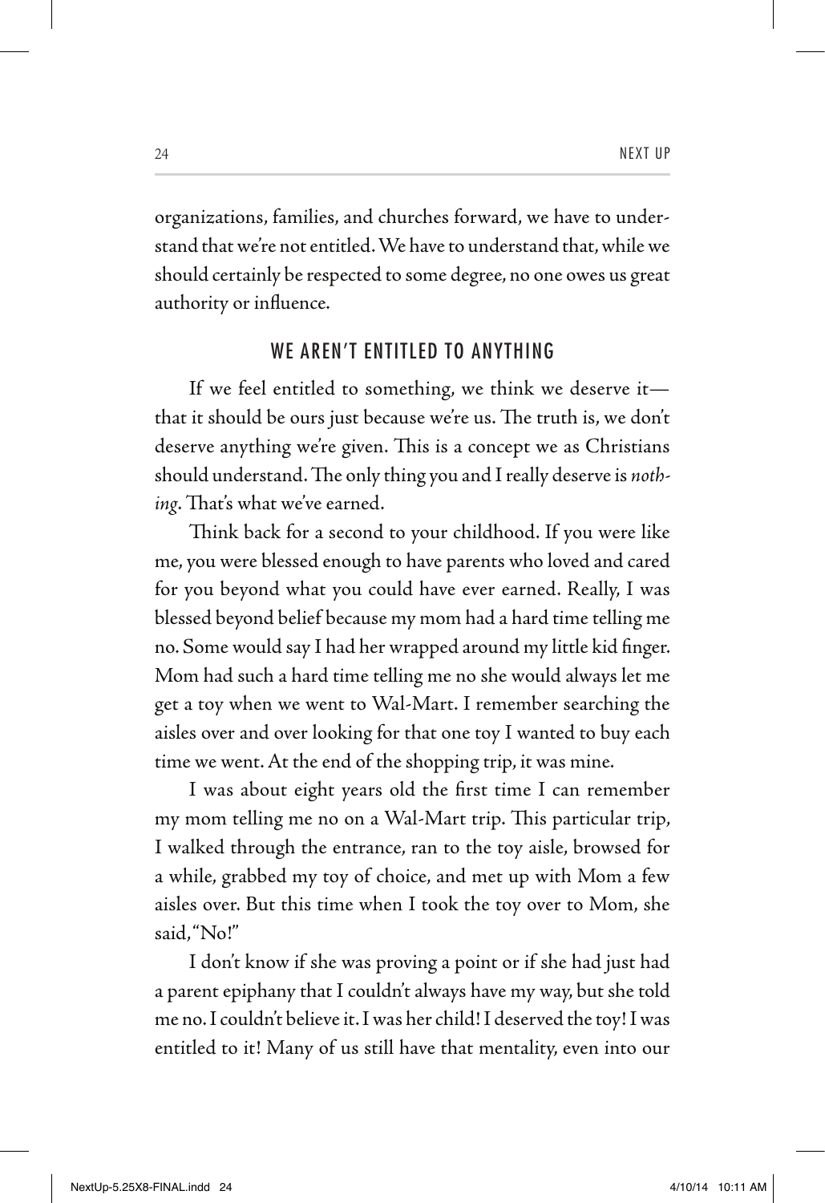organizations, families, and churches forward, we have to understand that we're not entitled. We have to understand that, while we should certainly be respected to some degree, no one owes us great authority or influence.

## WE AREN'T ENTITLED TO ANYTHING

If we feel entitled to something, we think we deserve it—that it should be ours just because we're us. The truth is, we don't deserve anything we're given. This is a concept we as Christians should understand. The only thing you and I really deserve is *nothing*. That's what we've earned.

Think back for a second to your childhood. If you were like me, you were blessed enough to have parents who loved and cared for you beyond what you could have ever earned. Really, I was blessed beyond belief because my mom had a hard time telling me no. Some would say I had her wrapped around my little kid finger. Mom had such a hard time telling me no she would always let me get a toy when we went to Wal-Mart. I remember searching the aisles over and over looking for that one toy I wanted to buy each time we went. At the end of the shopping trip, it was mine.

I was about eight years old the first time I can remember my mom telling me no on a Wal-Mart trip. This particular trip, I walked through the entrance, ran to the toy aisle, browsed for a while, grabbed my toy of choice, and met up with Mom a few aisles over. But this time when I took the toy over to Mom, she said, "No!"

I don't know if she was proving a point or if she had just had a parent epiphany that I couldn't always have my way, but she told me no. I couldn't believe it. I was her child! I deserved the toy! I was entitled to it! Many of us still have that mentality, even into our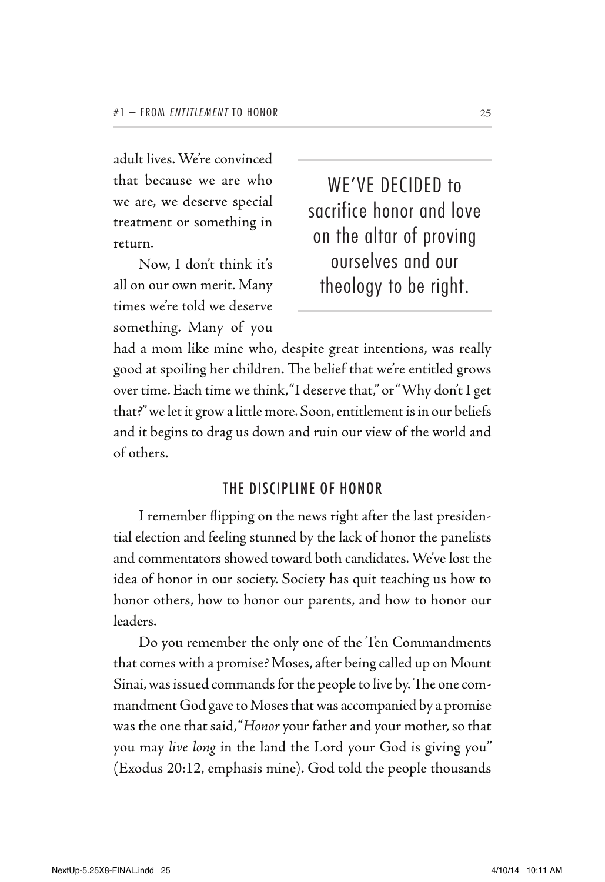adult lives. We're convinced that because we are who we are, we deserve special treatment or something in return.

> WE'VE DECIDED to sacrifice honor and love on the altar of proving ourselves and our theology to be right.

Now, I don't think it's all on our own merit. Many times we're told we deserve something. Many of you had a mom like mine who, despite great intentions, was really good at spoiling her children. The belief that we're entitled grows over time. Each time we think, "I deserve that," or "Why don't I get that?" we let it grow a little more. Soon, entitlement is in our beliefs and it begins to drag us down and ruin our view of the world and of others.

## THE DISCIPLINE OF HONOR

I remember flipping on the news right after the last presidential election and feeling stunned by the lack of honor the panelists and commentators showed toward both candidates. We've lost the idea of honor in our society. Society has quit teaching us how to honor others, how to honor our parents, and how to honor our leaders.

Do you remember the only one of the Ten Commandments that comes with a promise? Moses, after being called up on Mount Sinai, was issued commands for the people to live by. The one commandment God gave to Moses that was accompanied by a promise was the one that said, "*Honor* your father and your mother, so that you may *live long* in the land the Lord your God is giving you" (Exodus 20:12, emphasis mine). God told the people thousands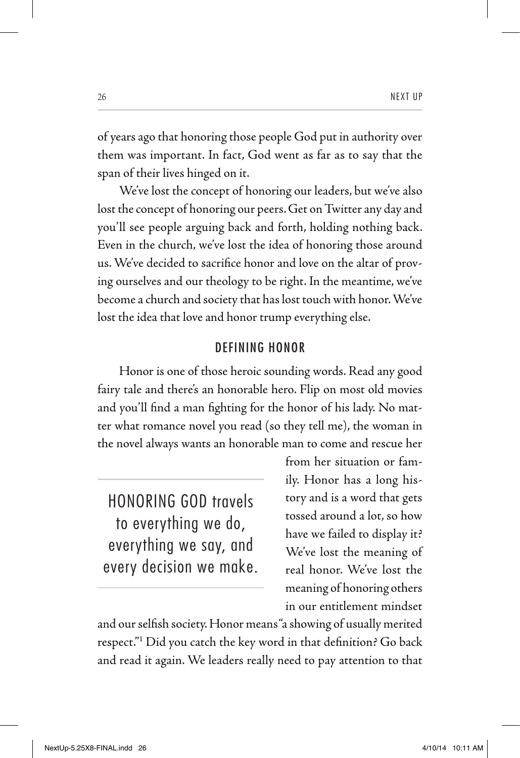of years ago that honoring those people God put in authority over them was important. In fact, God went as far as to say that the span of their lives hinged on it.

We've lost the concept of honoring our leaders, but we've also lost the concept of honoring our peers. Get on Twitter any day and you'll see people arguing back and forth, holding nothing back. Even in the church, we've lost the idea of honoring those around us. We've decided to sacrifice honor and love on the altar of proving ourselves and our theology to be right. In the meantime, we've become a church and society that has lost touch with honor. We've lost the idea that love and honor trump everything else.

## DEFINING HONOR

Honor is one of those heroic sounding words. Read any good fairy tale and there's an honorable hero. Flip on most old movies and you'll find a man fighting for the honor of his lady. No matter what romance novel you read (so they tell me), the woman in the novel always wants an honorable man to come and rescue her from her situation or family. Honor has a long history and is a word that gets tossed around a lot, so how have we failed to display it? We've lost the meaning of real honor. We've lost the meaning of honoring others in our entitlement mindset and our selfish society. Honor means "a showing of usually merited respect."[1] Did you catch the key word in that definition? Go back and read it again. We leaders really need to pay attention to that

> HONORING GOD travels to everything we do, everything we say, and every decision we make.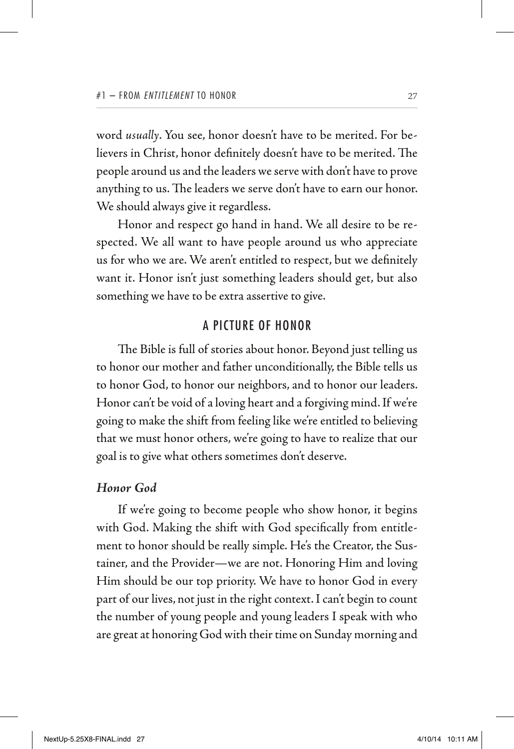word *usually*. You see, honor doesn't have to be merited. For believers in Christ, honor definitely doesn't have to be merited. The people around us and the leaders we serve with don't have to prove anything to us. The leaders we serve don't have to earn our honor. We should always give it regardless.

Honor and respect go hand in hand. We all desire to be respected. We all want to have people around us who appreciate us for who we are. We aren't entitled to respect, but we definitely want it. Honor isn't just something leaders should get, but also something we have to be extra assertive to give.

## A PICTURE OF HONOR

The Bible is full of stories about honor. Beyond just telling us to honor our mother and father unconditionally, the Bible tells us to honor God, to honor our neighbors, and to honor our leaders. Honor can't be void of a loving heart and a forgiving mind. If we're going to make the shift from feeling like we're entitled to believing that we must honor others, we're going to have to realize that our goal is to give what others sometimes don't deserve.

### *Honor God*

If we're going to become people who show honor, it begins with God. Making the shift with God specifically from entitlement to honor should be really simple. He's the Creator, the Sustainer, and the Provider—we are not. Honoring Him and loving Him should be our top priority. We have to honor God in every part of our lives, not just in the right context. I can't begin to count the number of young people and young leaders I speak with who are great at honoring God with their time on Sunday morning and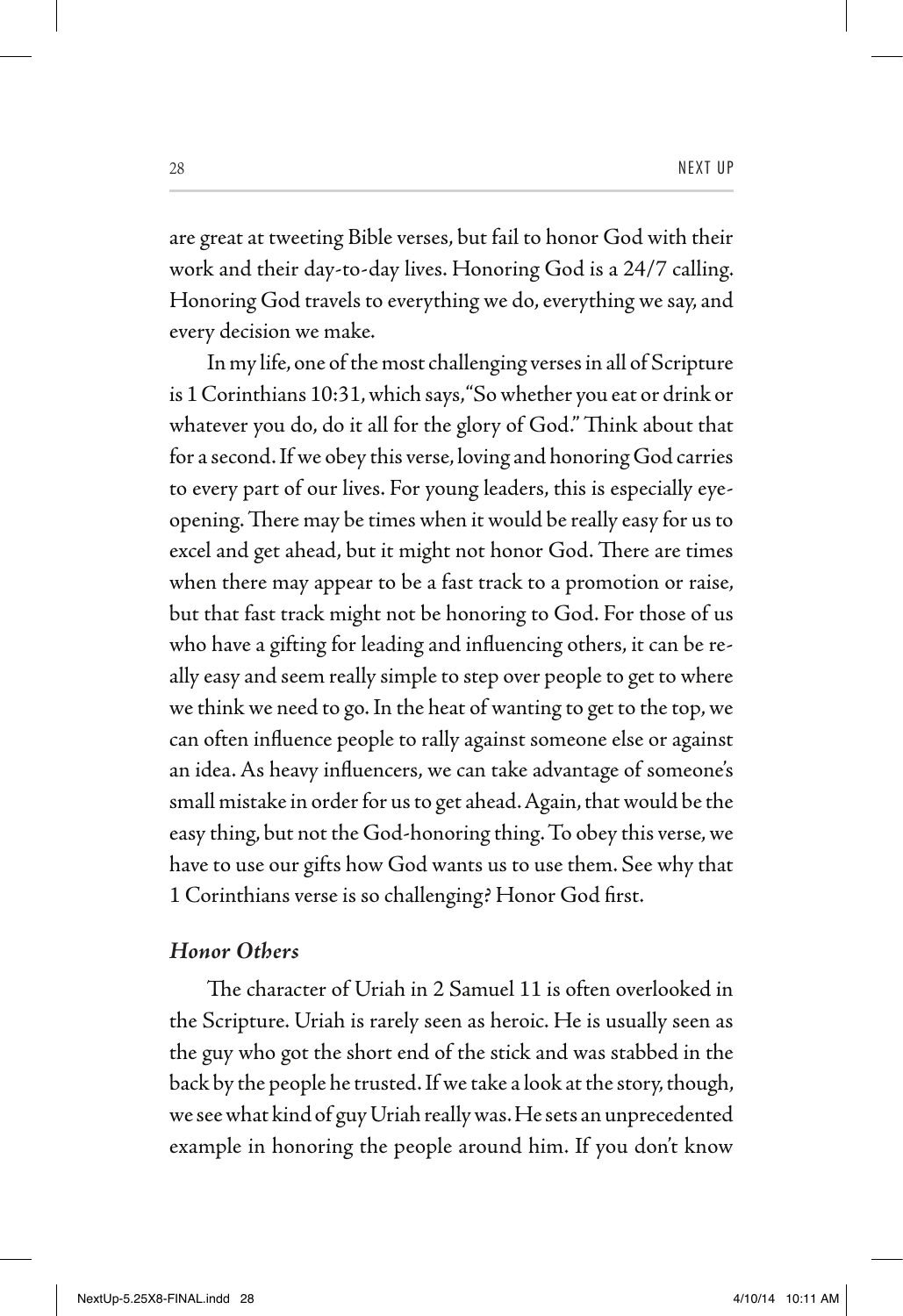are great at tweeting Bible verses, but fail to honor God with their work and their day-to-day lives. Honoring God is a 24/7 calling. Honoring God travels to everything we do, everything we say, and every decision we make.

In my life, one of the most challenging verses in all of Scripture is 1 Corinthians 10:31, which says, "So whether you eat or drink or whatever you do, do it all for the glory of God." Think about that for a second. If we obey this verse, loving and honoring God carries to every part of our lives. For young leaders, this is especially eye-opening. There may be times when it would be really easy for us to excel and get ahead, but it might not honor God. There are times when there may appear to be a fast track to a promotion or raise, but that fast track might not be honoring to God. For those of us who have a gifting for leading and influencing others, it can be really easy and seem really simple to step over people to get to where we think we need to go. In the heat of wanting to get to the top, we can often influence people to rally against someone else or against an idea. As heavy influencers, we can take advantage of someone's small mistake in order for us to get ahead. Again, that would be the easy thing, but not the God-honoring thing. To obey this verse, we have to use our gifts how God wants us to use them. See why that 1 Corinthians verse is so challenging? Honor God first.

### *Honor Others*

The character of Uriah in 2 Samuel 11 is often overlooked in the Scripture. Uriah is rarely seen as heroic. He is usually seen as the guy who got the short end of the stick and was stabbed in the back by the people he trusted. If we take a look at the story, though, we see what kind of guy Uriah really was. He sets an unprecedented example in honoring the people around him. If you don't know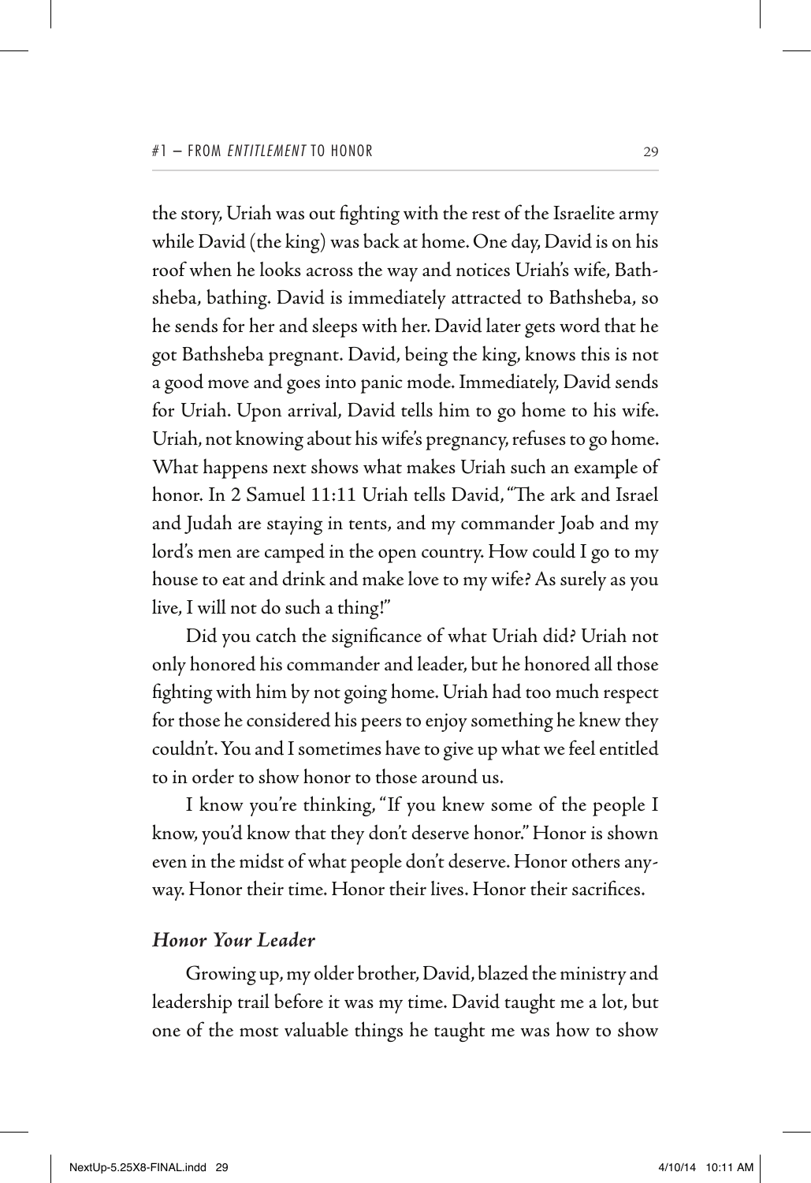the story, Uriah was out fighting with the rest of the Israelite army while David (the king) was back at home. One day, David is on his roof when he looks across the way and notices Uriah's wife, Bathsheba, bathing. David is immediately attracted to Bathsheba, so he sends for her and sleeps with her. David later gets word that he got Bathsheba pregnant. David, being the king, knows this is not a good move and goes into panic mode. Immediately, David sends for Uriah. Upon arrival, David tells him to go home to his wife. Uriah, not knowing about his wife's pregnancy, refuses to go home. What happens next shows what makes Uriah such an example of honor. In 2 Samuel 11:11 Uriah tells David, "The ark and Israel and Judah are staying in tents, and my commander Joab and my lord's men are camped in the open country. How could I go to my house to eat and drink and make love to my wife? As surely as you live, I will not do such a thing!"

Did you catch the significance of what Uriah did? Uriah not only honored his commander and leader, but he honored all those fighting with him by not going home. Uriah had too much respect for those he considered his peers to enjoy something he knew they couldn't. You and I sometimes have to give up what we feel entitled to in order to show honor to those around us.

I know you're thinking, "If you knew some of the people I know, you'd know that they don't deserve honor." Honor is shown even in the midst of what people don't deserve. Honor others anyway. Honor their time. Honor their lives. Honor their sacrifices.

### *Honor Your Leader*

Growing up, my older brother, David, blazed the ministry and leadership trail before it was my time. David taught me a lot, but one of the most valuable things he taught me was how to show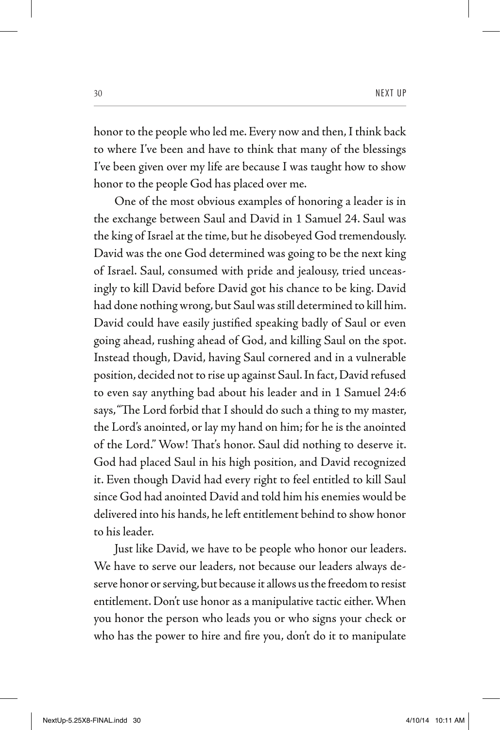honor to the people who led me. Every now and then, I think back to where I've been and have to think that many of the blessings I've been given over my life are because I was taught how to show honor to the people God has placed over me.

One of the most obvious examples of honoring a leader is in the exchange between Saul and David in 1 Samuel 24. Saul was the king of Israel at the time, but he disobeyed God tremendously. David was the one God determined was going to be the next king of Israel. Saul, consumed with pride and jealousy, tried unceasingly to kill David before David got his chance to be king. David had done nothing wrong, but Saul was still determined to kill him. David could have easily justified speaking badly of Saul or even going ahead, rushing ahead of God, and killing Saul on the spot. Instead though, David, having Saul cornered and in a vulnerable position, decided not to rise up against Saul. In fact, David refused to even say anything bad about his leader and in 1 Samuel 24:6 says, "The Lord forbid that I should do such a thing to my master, the Lord's anointed, or lay my hand on him; for he is the anointed of the Lord." Wow! That's honor. Saul did nothing to deserve it. God had placed Saul in his high position, and David recognized it. Even though David had every right to feel entitled to kill Saul since God had anointed David and told him his enemies would be delivered into his hands, he left entitlement behind to show honor to his leader.

Just like David, we have to be people who honor our leaders. We have to serve our leaders, not because our leaders always deserve honor or serving, but because it allows us the freedom to resist entitlement. Don't use honor as a manipulative tactic either. When you honor the person who leads you or who signs your check or who has the power to hire and fire you, don't do it to manipulate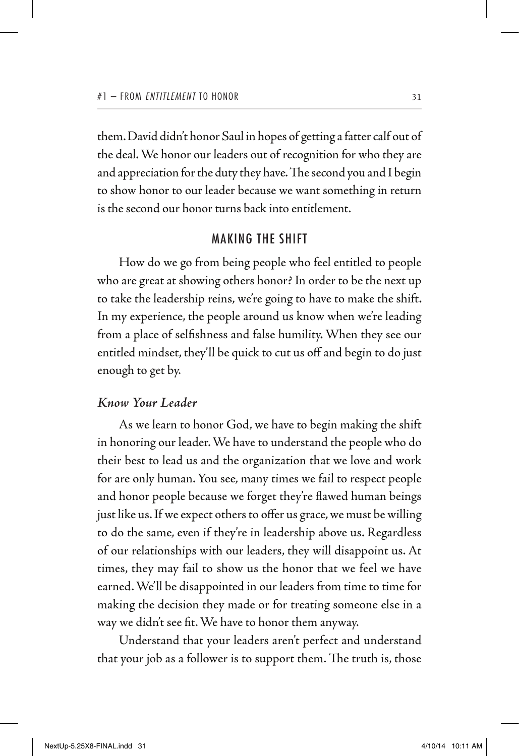them. David didn't honor Saul in hopes of getting a fatter calf out of the deal. We honor our leaders out of recognition for who they are and appreciation for the duty they have. The second you and I begin to show honor to our leader because we want something in return is the second our honor turns back into entitlement.

## MAKING THE SHIFT

How do we go from being people who feel entitled to people who are great at showing others honor? In order to be the next up to take the leadership reins, we're going to have to make the shift. In my experience, the people around us know when we're leading from a place of selfishness and false humility. When they see our entitled mindset, they'll be quick to cut us off and begin to do just enough to get by.

### *Know Your Leader*

As we learn to honor God, we have to begin making the shift in honoring our leader. We have to understand the people who do their best to lead us and the organization that we love and work for are only human. You see, many times we fail to respect people and honor people because we forget they're flawed human beings just like us. If we expect others to offer us grace, we must be willing to do the same, even if they're in leadership above us. Regardless of our relationships with our leaders, they will disappoint us. At times, they may fail to show us the honor that we feel we have earned. We'll be disappointed in our leaders from time to time for making the decision they made or for treating someone else in a way we didn't see fit. We have to honor them anyway.

Understand that your leaders aren't perfect and understand that your job as a follower is to support them. The truth is, those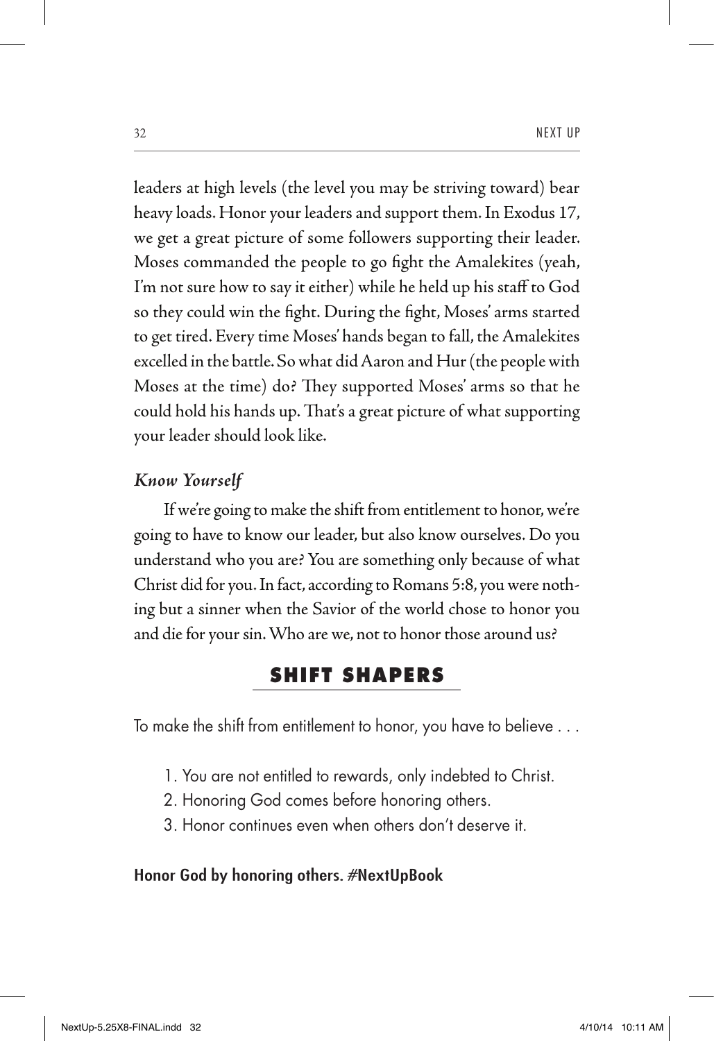leaders at high levels (the level you may be striving toward) bear heavy loads. Honor your leaders and support them. In Exodus 17, we get a great picture of some followers supporting their leader. Moses commanded the people to go fight the Amalekites (yeah, I'm not sure how to say it either) while he held up his staff to God so they could win the fight. During the fight, Moses' arms started to get tired. Every time Moses' hands began to fall, the Amalekites excelled in the battle. So what did Aaron and Hur (the people with Moses at the time) do? They supported Moses' arms so that he could hold his hands up. That's a great picture of what supporting your leader should look like.

### *Know Yourself*

If we're going to make the shift from entitlement to honor, we're going to have to know our leader, but also know ourselves. Do you understand who you are? You are something only because of what Christ did for you. In fact, according to Romans 5:8, you were nothing but a sinner when the Savior of the world chose to honor you and die for your sin. Who are we, not to honor those around us?

## SHIFT SHAPERS

To make the shift from entitlement to honor, you have to believe . . .

1. You are not entitled to rewards, only indebted to Christ.
2. Honoring God comes before honoring others.
3. Honor continues even when others don't deserve it.

**Honor God by honoring others. #NextUpBook**